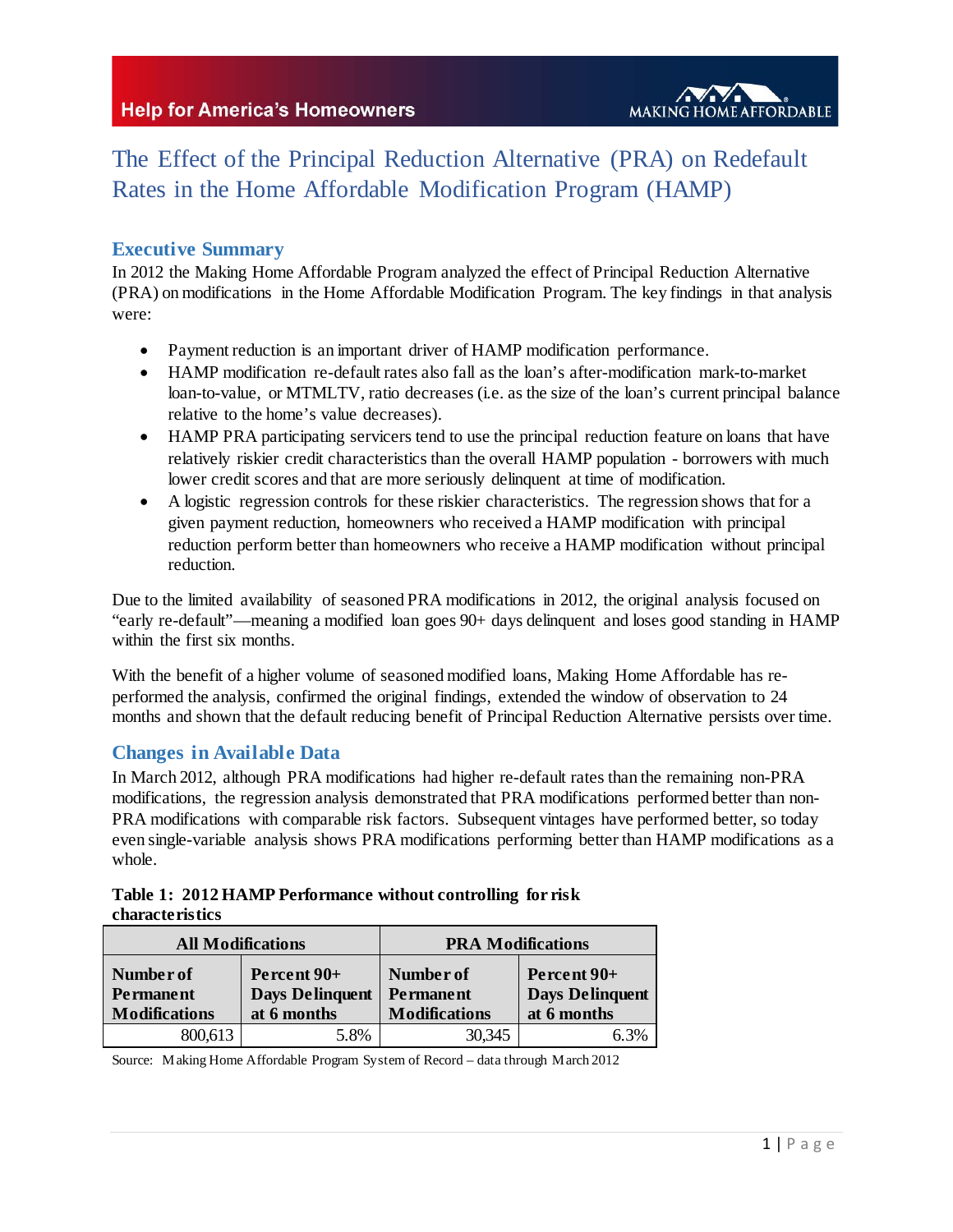# The Effect of the Principal Reduction Alternative (PRA) on Redefault Rates in the Home Affordable Modification Program (HAMP)

## Executive Summary

In 2012 the Making Home Affordable Program analyzed the effect of Principal Reduction Alternative (PRA) on modifications in the Home Affordable Modification Program. The key findings in that analysis were:

- Payment reduction is an important driver of HAMP modification performance.
- HAMP modification re-default rates also fall as the loan's after-modification mark-to-market loan-to-value, or MTMLTV, ratio decreases (i.e. as the size of the loan's current principal balance relative to the home's value decreases).
- HAMP PRA participating servicers tend to use the principal reduction feature on loans that have relatively riskier credit characteristics than the overall HAMP population - borrowers with much lower credit scores and that are more seriously delinquent at time of modification.
- A logistic regression controls for these riskier characteristics. The regression shows that for a given payment reduction, homeowners who received a HAMP modification with principal reduction perform better than homeowners who receive a HAMP modification without principal reduction.

Due to the limited availability of seasoned PRA modifications in 2012, the original analysis focused on "early re-default"—meaning a modified loan goes 90+ days delinquent and loses good standing in HAMP within the first six months.

With the benefit of a higher volume of seasoned modified loans, Making Home Affordable has re-performed the analysis, confirmed the original findings, extended the window of observation to 24 months and shown that the default reducing benefit of Principal Reduction Alternative persists over time.

## Changes in Available Data

In March 2012, although PRA modifications had higher re-default rates than the remaining non-PRA modifications, the regression analysis demonstrated that PRA modifications performed better than non-PRA modifications with comparable risk factors. Subsequent vintages have performed better, so today even single-variable analysis shows PRA modifications performing better than HAMP modifications as a whole.

**Table 1: 2012 HAMP Performance without controlling for risk characteristics**

| All Modifications | | PRA Modifications | |
|---|---|---|---|
| **Number of Permanent Modifications** | **Percent 90+ Days Delinquent at 6 months** | **Number of Permanent Modifications** | **Percent 90+ Days Delinquent at 6 months** |
| 800,613 | 5.8% | 30,345 | 6.3% |

Source: Making Home Affordable Program System of Record – data through March 2012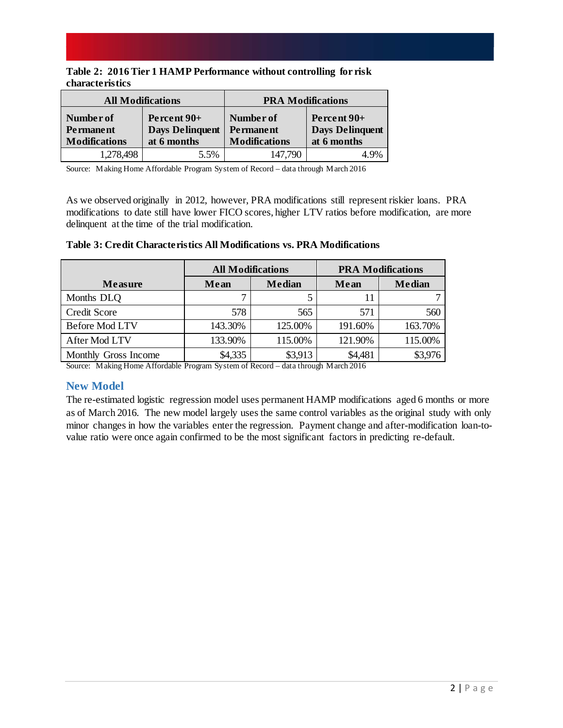**Table 2: 2016 Tier 1 HAMP Performance without controlling for risk characteristics**

| All Modifications | | PRA Modifications | |
|---|---|---|---|
| Number of Permanent Modifications | Percent 90+ Days Delinquent at 6 months | Number of Permanent Modifications | Percent 90+ Days Delinquent at 6 months |
| 1,278,498 | 5.5% | 147,790 | 4.9% |

Source: Making Home Affordable Program System of Record – data through March 2016

As we observed originally in 2012, however, PRA modifications still represent riskier loans. PRA modifications to date still have lower FICO scores, higher LTV ratios before modification, are more delinquent at the time of the trial modification.

**Table 3: Credit Characteristics All Modifications vs. PRA Modifications**

| | All Modifications | | PRA Modifications | |
|---|---|---|---|---|
| Measure | Mean | Median | Mean | Median |
| Months DLQ | 7 | 5 | 11 | 7 |
| Credit Score | 578 | 565 | 571 | 560 |
| Before Mod LTV | 143.30% | 125.00% | 191.60% | 163.70% |
| After Mod LTV | 133.90% | 115.00% | 121.90% | 115.00% |
| Monthly Gross Income | $4,335 | $3,913 | $4,481 | $3,976 |

Source: Making Home Affordable Program System of Record – data through March 2016

## New Model

The re-estimated logistic regression model uses permanent HAMP modifications aged 6 months or more as of March 2016. The new model largely uses the same control variables as the original study with only minor changes in how the variables enter the regression. Payment change and after-modification loan-to-value ratio were once again confirmed to be the most significant factors in predicting re-default.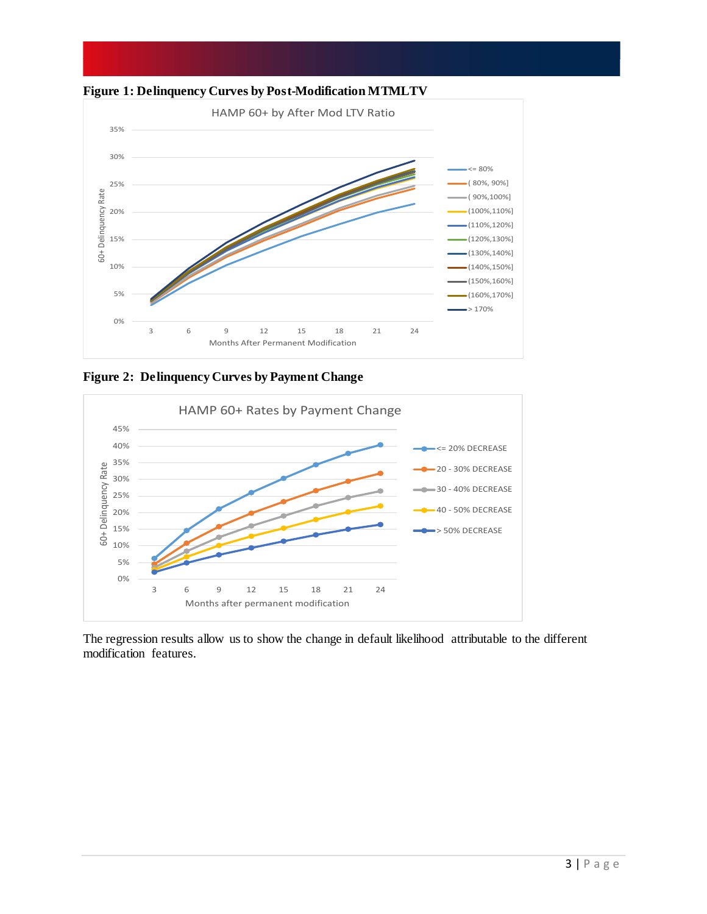**Figure 1: Delinquency Curves by Post-Modification MTMLTV**

**Figure 2: Delinquency Curves by Payment Change**

The regression results allow us to show the change in default likelihood attributable to the different modification features.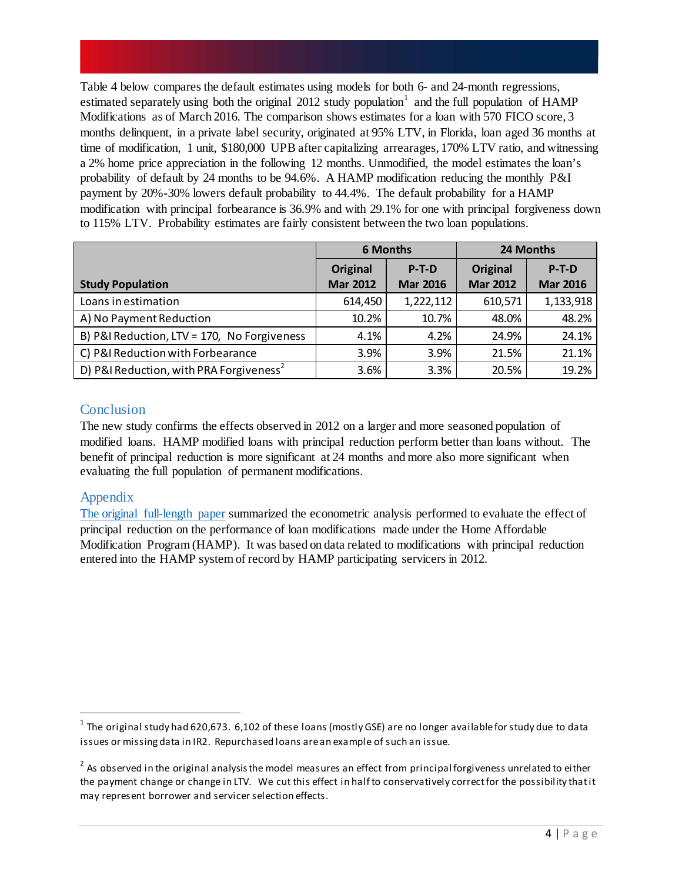Table 4 below compares the default estimates using models for both 6- and 24-month regressions, estimated separately using both the original 2012 study population[1] and the full population of HAMP Modifications as of March 2016. The comparison shows estimates for a loan with 570 FICO score, 3 months delinquent, in a private label security, originated at 95% LTV, in Florida, loan aged 36 months at time of modification, 1 unit, $180,000 UPB after capitalizing arrearages, 170% LTV ratio, and witnessing a 2% home price appreciation in the following 12 months. Unmodified, the model estimates the loan's probability of default by 24 months to be 94.6%. A HAMP modification reducing the monthly P&I payment by 20%-30% lowers default probability to 44.4%. The default probability for a HAMP modification with principal forbearance is 36.9% and with 29.1% for one with principal forgiveness down to 115% LTV. Probability estimates are fairly consistent between the two loan populations.

| | 6 Months | | 24 Months | |
|---|---|---|---|---|
| **Study Population** | **Original Mar 2012** | **P-T-D Mar 2016** | **Original Mar 2012** | **P-T-D Mar 2016** |
| Loans in estimation | 614,450 | 1,222,112 | 610,571 | 1,133,918 |
| A) No Payment Reduction | 10.2% | 10.7% | 48.0% | 48.2% |
| B) P&I Reduction, LTV = 170, No Forgiveness | 4.1% | 4.2% | 24.9% | 24.1% |
| C) P&I Reduction with Forbearance | 3.9% | 3.9% | 21.5% | 21.1% |
| D) P&I Reduction, with PRA Forgiveness[2] | 3.6% | 3.3% | 20.5% | 19.2% |

## Conclusion

The new study confirms the effects observed in 2012 on a larger and more seasoned population of modified loans. HAMP modified loans with principal reduction perform better than loans without. The benefit of principal reduction is more significant at 24 months and more also more significant when evaluating the full population of permanent modifications.

## Appendix

The original full-length paper summarized the econometric analysis performed to evaluate the effect of principal reduction on the performance of loan modifications made under the Home Affordable Modification Program (HAMP). It was based on data related to modifications with principal reduction entered into the HAMP system of record by HAMP participating servicers in 2012.

[1] The original study had 620,673. 6,102 of these loans (mostly GSE) are no longer available for study due to data issues or missing data in IR2. Repurchased loans are an example of such an issue.

[2] As observed in the original analysis the model measures an effect from principal forgiveness unrelated to either the payment change or change in LTV. We cut this effect in half to conservatively correct for the possibility that it may represent borrower and servicer selection effects.